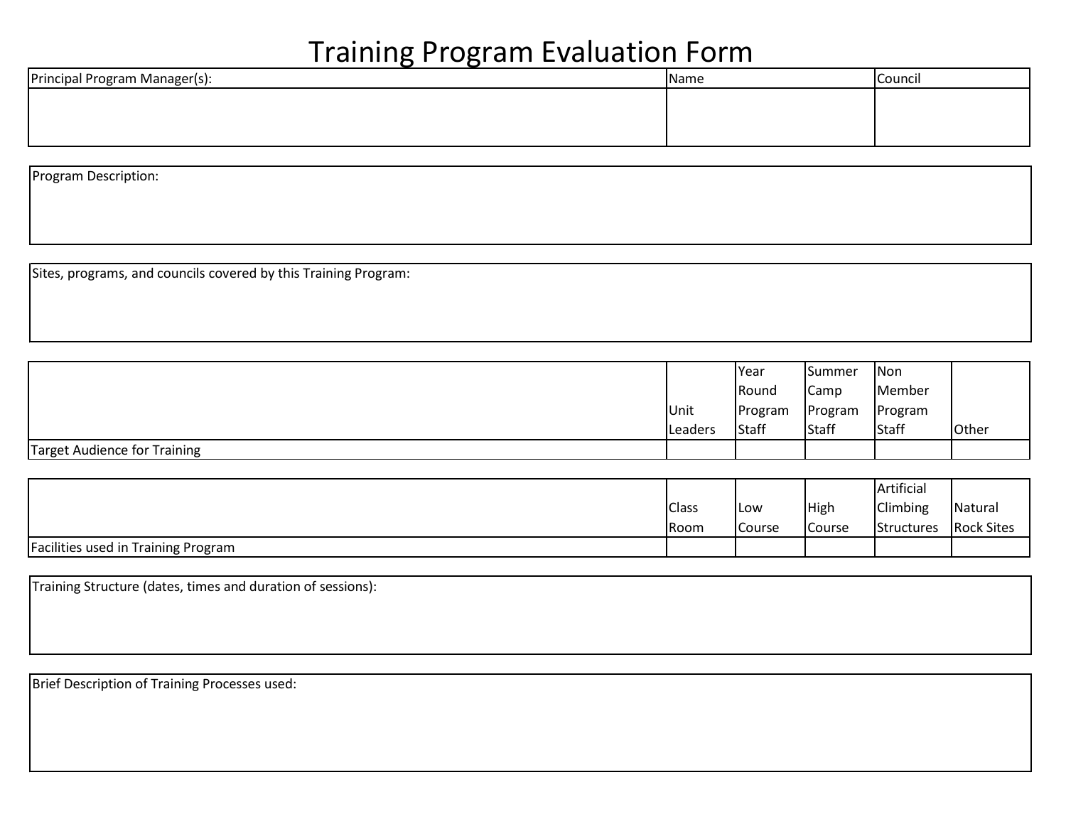# Training Program Evaluation Form

| Principal Program Manager(s): | Name | Council |
| --- | --- | --- |
| | | |

Program Description:

Sites, programs, and councils covered by this Training Program:

| | Unit Leaders | Year Round Program Staff | Summer Camp Program Staff | Non Member Program Staff | Other |
| --- | --- | --- | --- | --- | --- |
| Target Audience for Training | | | | | |

| | Class Room | Low Course | High Course | Artificial Climbing Structures | Natural Rock Sites |
| --- | --- | --- | --- | --- | --- |
| Facilities used in Training Program | | | | | |

Training Structure (dates, times and duration of sessions):

Brief Description of Training Processes used: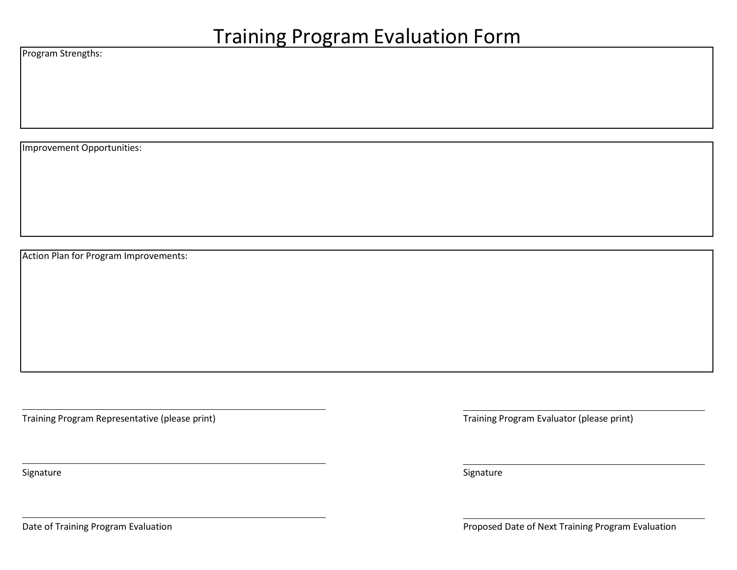# Training Program Evaluation Form

Program Strengths:

Improvement Opportunities:

Action Plan for Program Improvements:

\_\_\_\_\_\_\_\_\_\_\_\_\_\_\_\_\_\_\_\_\_\_\_\_\_\_\_\_\_\_\_\_\_\_\_\_\_\_\_\_
Training Program Representative (please print)

\_\_\_\_\_\_\_\_\_\_\_\_\_\_\_\_\_\_\_\_\_\_\_\_\_\_\_\_\_\_\_\_\_\_\_\_\_\_\_\_
Signature

\_\_\_\_\_\_\_\_\_\_\_\_\_\_\_\_\_\_\_\_\_\_\_\_\_\_\_\_\_\_\_\_\_\_\_\_\_\_\_\_
Date of Training Program Evaluation

\_\_\_\_\_\_\_\_\_\_\_\_\_\_\_\_\_\_\_\_\_\_\_\_\_\_\_\_\_\_\_\_\_\_\_\_\_\_\_\_
Training Program Evaluator (please print)

\_\_\_\_\_\_\_\_\_\_\_\_\_\_\_\_\_\_\_\_\_\_\_\_\_\_\_\_\_\_\_\_\_\_\_\_\_\_\_\_
Signature

\_\_\_\_\_\_\_\_\_\_\_\_\_\_\_\_\_\_\_\_\_\_\_\_\_\_\_\_\_\_\_\_\_\_\_\_\_\_\_\_
Proposed Date of Next Training Program Evaluation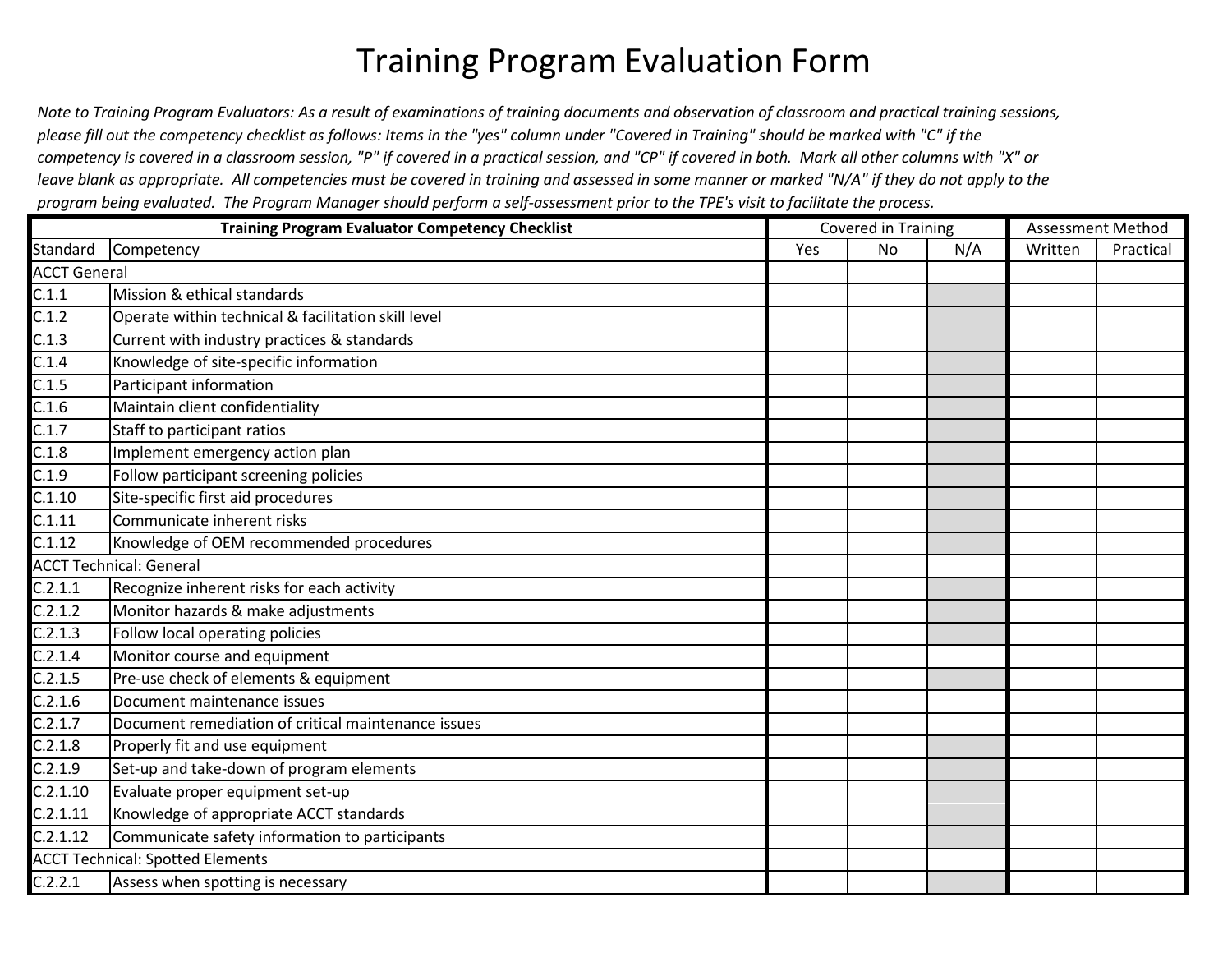# Training Program Evaluation Form

*Note to Training Program Evaluators: As a result of examinations of training documents and observation of classroom and practical training sessions, please fill out the competency checklist as follows: Items in the "yes" column under "Covered in Training" should be marked with "C" if the competency is covered in a classroom session, "P" if covered in a practical session, and "CP" if covered in both. Mark all other columns with "X" or leave blank as appropriate. All competencies must be covered in training and assessed in some manner or marked "N/A" if they do not apply to the program being evaluated. The Program Manager should perform a self-assessment prior to the TPE's visit to facilitate the process.*

| **Training Program Evaluator Competency Checklist** | | Covered in Training | | | Assessment Method | |
|---|---|---|---|---|---|---|
| Standard | Competency | Yes | No | N/A | Written | Practical |
| ACCT General | | | | | | |
| C.1.1 | Mission & ethical standards | | | | | |
| C.1.2 | Operate within technical & facilitation skill level | | | | | |
| C.1.3 | Current with industry practices & standards | | | | | |
| C.1.4 | Knowledge of site-specific information | | | | | |
| C.1.5 | Participant information | | | | | |
| C.1.6 | Maintain client confidentiality | | | | | |
| C.1.7 | Staff to participant ratios | | | | | |
| C.1.8 | Implement emergency action plan | | | | | |
| C.1.9 | Follow participant screening policies | | | | | |
| C.1.10 | Site-specific first aid procedures | | | | | |
| C.1.11 | Communicate inherent risks | | | | | |
| C.1.12 | Knowledge of OEM recommended procedures | | | | | |
| ACCT Technical: General | | | | | | |
| C.2.1.1 | Recognize inherent risks for each activity | | | | | |
| C.2.1.2 | Monitor hazards & make adjustments | | | | | |
| C.2.1.3 | Follow local operating policies | | | | | |
| C.2.1.4 | Monitor course and equipment | | | | | |
| C.2.1.5 | Pre-use check of elements & equipment | | | | | |
| C.2.1.6 | Document maintenance issues | | | | | |
| C.2.1.7 | Document remediation of critical maintenance issues | | | | | |
| C.2.1.8 | Properly fit and use equipment | | | | | |
| C.2.1.9 | Set-up and take-down of program elements | | | | | |
| C.2.1.10 | Evaluate proper equipment set-up | | | | | |
| C.2.1.11 | Knowledge of appropriate ACCT standards | | | | | |
| C.2.1.12 | Communicate safety information to participants | | | | | |
| ACCT Technical: Spotted Elements | | | | | | |
| C.2.2.1 | Assess when spotting is necessary | | | | | |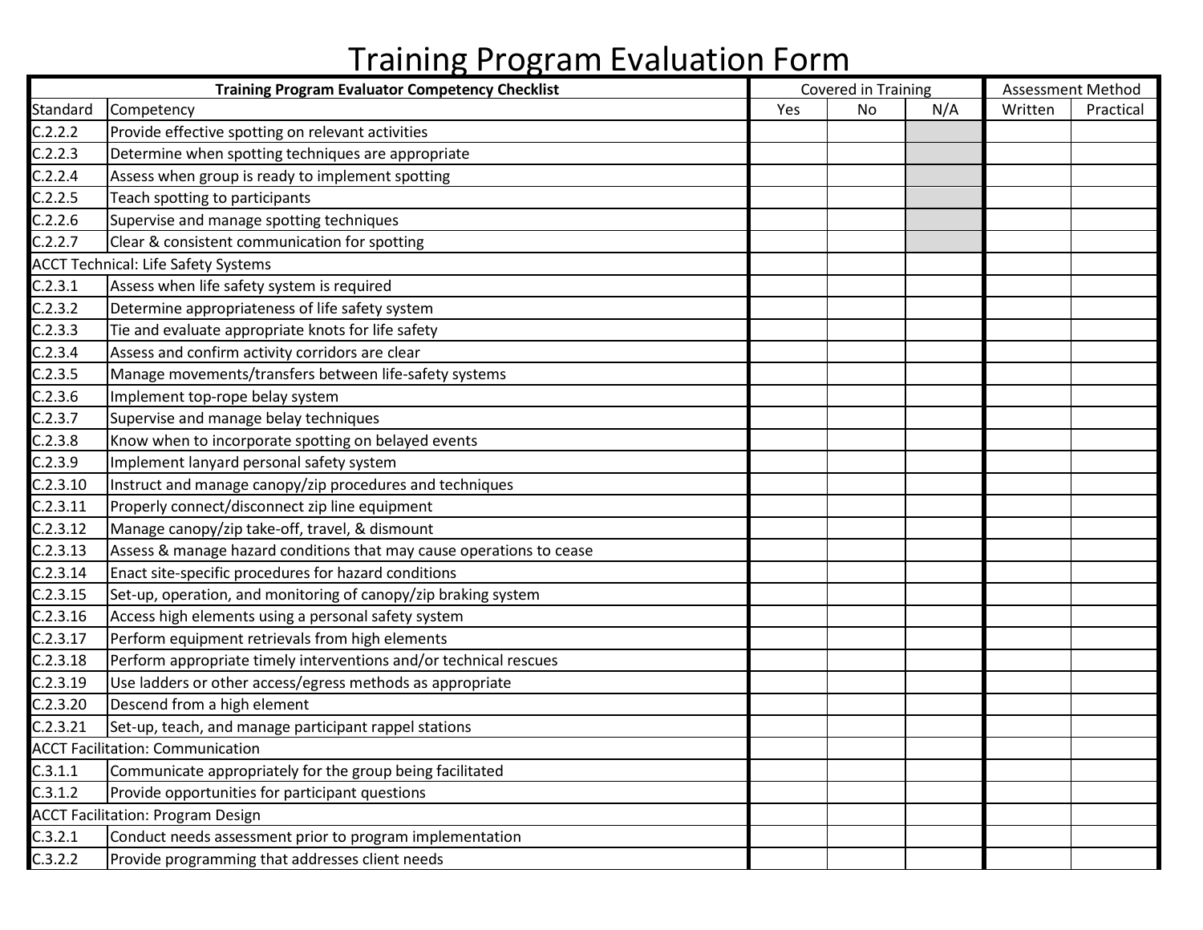# Training Program Evaluation Form

| Training Program Evaluator Competency Checklist | | Covered in Training | | | Assessment Method | |
|---|---|---|---|---|---|---|
| Standard | Competency | Yes | No | N/A | Written | Practical |
| C.2.2.2 | Provide effective spotting on relevant activities | | | | | |
| C.2.2.3 | Determine when spotting techniques are appropriate | | | | | |
| C.2.2.4 | Assess when group is ready to implement spotting | | | | | |
| C.2.2.5 | Teach spotting to participants | | | | | |
| C.2.2.6 | Supervise and manage spotting techniques | | | | | |
| C.2.2.7 | Clear & consistent communication for spotting | | | | | |
| ACCT Technical: Life Safety Systems | | | | | | |
| C.2.3.1 | Assess when life safety system is required | | | | | |
| C.2.3.2 | Determine appropriateness of life safety system | | | | | |
| C.2.3.3 | Tie and evaluate appropriate knots for life safety | | | | | |
| C.2.3.4 | Assess and confirm activity corridors are clear | | | | | |
| C.2.3.5 | Manage movements/transfers between life-safety systems | | | | | |
| C.2.3.6 | Implement top-rope belay system | | | | | |
| C.2.3.7 | Supervise and manage belay techniques | | | | | |
| C.2.3.8 | Know when to incorporate spotting on belayed events | | | | | |
| C.2.3.9 | Implement lanyard personal safety system | | | | | |
| C.2.3.10 | Instruct and manage canopy/zip procedures and techniques | | | | | |
| C.2.3.11 | Properly connect/disconnect zip line equipment | | | | | |
| C.2.3.12 | Manage canopy/zip take-off, travel, & dismount | | | | | |
| C.2.3.13 | Assess & manage hazard conditions that may cause operations to cease | | | | | |
| C.2.3.14 | Enact site-specific procedures for hazard conditions | | | | | |
| C.2.3.15 | Set-up, operation, and monitoring of canopy/zip braking system | | | | | |
| C.2.3.16 | Access high elements using a personal safety system | | | | | |
| C.2.3.17 | Perform equipment retrievals from high elements | | | | | |
| C.2.3.18 | Perform appropriate timely interventions and/or technical rescues | | | | | |
| C.2.3.19 | Use ladders or other access/egress methods as appropriate | | | | | |
| C.2.3.20 | Descend from a high element | | | | | |
| C.2.3.21 | Set-up, teach, and manage participant rappel stations | | | | | |
| ACCT Facilitation: Communication | | | | | | |
| C.3.1.1 | Communicate appropriately for the group being facilitated | | | | | |
| C.3.1.2 | Provide opportunities for participant questions | | | | | |
| ACCT Facilitation: Program Design | | | | | | |
| C.3.2.1 | Conduct needs assessment prior to program implementation | | | | | |
| C.3.2.2 | Provide programming that addresses client needs | | | | | |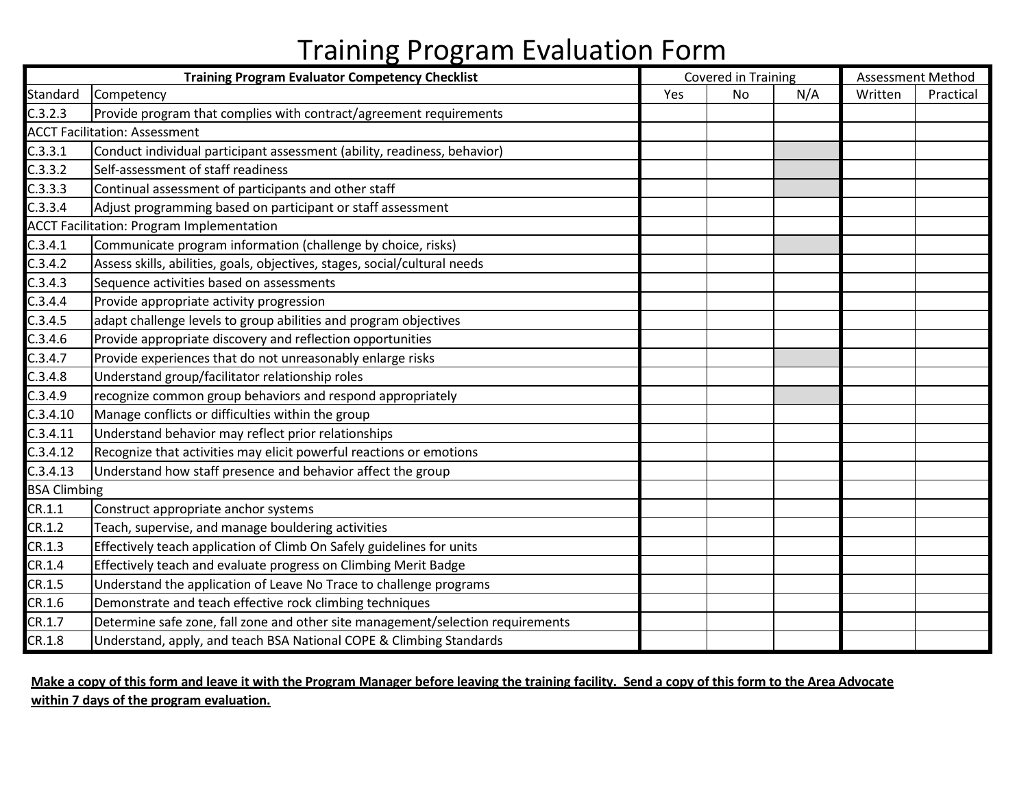# Training Program Evaluation Form

| Training Program Evaluator Competency Checklist | | Covered in Training | | | Assessment Method | |
|---|---|---|---|---|---|---|
| Standard | Competency | Yes | No | N/A | Written | Practical |
| C.3.2.3 | Provide program that complies with contract/agreement requirements | | | | | |
| ACCT Facilitation: Assessment | | | | | | |
| C.3.3.1 | Conduct individual participant assessment (ability, readiness, behavior) | | | | | |
| C.3.3.2 | Self-assessment of staff readiness | | | | | |
| C.3.3.3 | Continual assessment of participants and other staff | | | | | |
| C.3.3.4 | Adjust programming based on participant or staff assessment | | | | | |
| ACCT Facilitation: Program Implementation | | | | | | |
| C.3.4.1 | Communicate program information (challenge by choice, risks) | | | | | |
| C.3.4.2 | Assess skills, abilities, goals, objectives, stages, social/cultural needs | | | | | |
| C.3.4.3 | Sequence activities based on assessments | | | | | |
| C.3.4.4 | Provide appropriate activity progression | | | | | |
| C.3.4.5 | adapt challenge levels to group abilities and program objectives | | | | | |
| C.3.4.6 | Provide appropriate discovery and reflection opportunities | | | | | |
| C.3.4.7 | Provide experiences that do not unreasonably enlarge risks | | | | | |
| C.3.4.8 | Understand group/facilitator relationship roles | | | | | |
| C.3.4.9 | recognize common group behaviors and respond appropriately | | | | | |
| C.3.4.10 | Manage conflicts or difficulties within the group | | | | | |
| C.3.4.11 | Understand behavior may reflect prior relationships | | | | | |
| C.3.4.12 | Recognize that activities may elicit powerful reactions or emotions | | | | | |
| C.3.4.13 | Understand how staff presence and behavior affect the group | | | | | |
| BSA Climbing | | | | | | |
| CR.1.1 | Construct appropriate anchor systems | | | | | |
| CR.1.2 | Teach, supervise, and manage bouldering activities | | | | | |
| CR.1.3 | Effectively teach application of Climb On Safely guidelines for units | | | | | |
| CR.1.4 | Effectively teach and evaluate progress on Climbing Merit Badge | | | | | |
| CR.1.5 | Understand the application of Leave No Trace to challenge programs | | | | | |
| CR.1.6 | Demonstrate and teach effective rock climbing techniques | | | | | |
| CR.1.7 | Determine safe zone, fall zone and other site management/selection requirements | | | | | |
| CR.1.8 | Understand, apply, and teach BSA National COPE & Climbing Standards | | | | | |

**Make a copy of this form and leave it with the Program Manager before leaving the training facility. Send a copy of this form to the Area Advocate within 7 days of the program evaluation.**